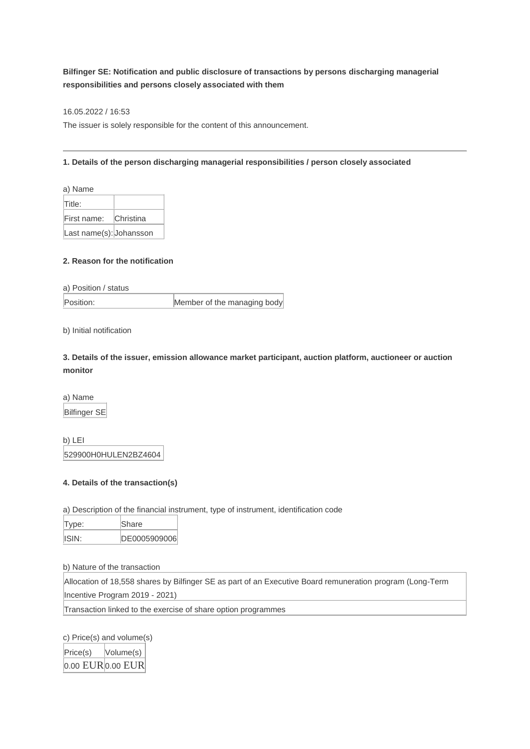**Bilfinger SE: Notification and public disclosure of transactions by persons discharging managerial responsibilities and persons closely associated with them**

16.05.2022 / 16:53

The issuer is solely responsible for the content of this announcement.

---

**1. Details of the person discharging managerial responsibilities / person closely associated**

a) Name

| Title: | |
|---|---|
| First name: | Christina |
| Last name(s): | Johansson |

**2. Reason for the notification**

a) Position / status

| Position: | Member of the managing body |
|---|---|

b) Initial notification

**3. Details of the issuer, emission allowance market participant, auction platform, auctioneer or auction monitor**

a) Name

| Bilfinger SE |
|---|

b) LEI

| 529900H0HULEN2BZ4604 |
|---|

**4. Details of the transaction(s)**

a) Description of the financial instrument, type of instrument, identification code

| Type: | Share |
|---|---|
| ISIN: | DE0005909006 |

b) Nature of the transaction

| Allocation of 18,558 shares by Bilfinger SE as part of an Executive Board remuneration program (Long-Term Incentive Program 2019 - 2021) |
|---|
| Transaction linked to the exercise of share option programmes |

c) Price(s) and volume(s)

| Price(s) | Volume(s) |
|---|---|
| 0.00 EUR | 0.00 EUR |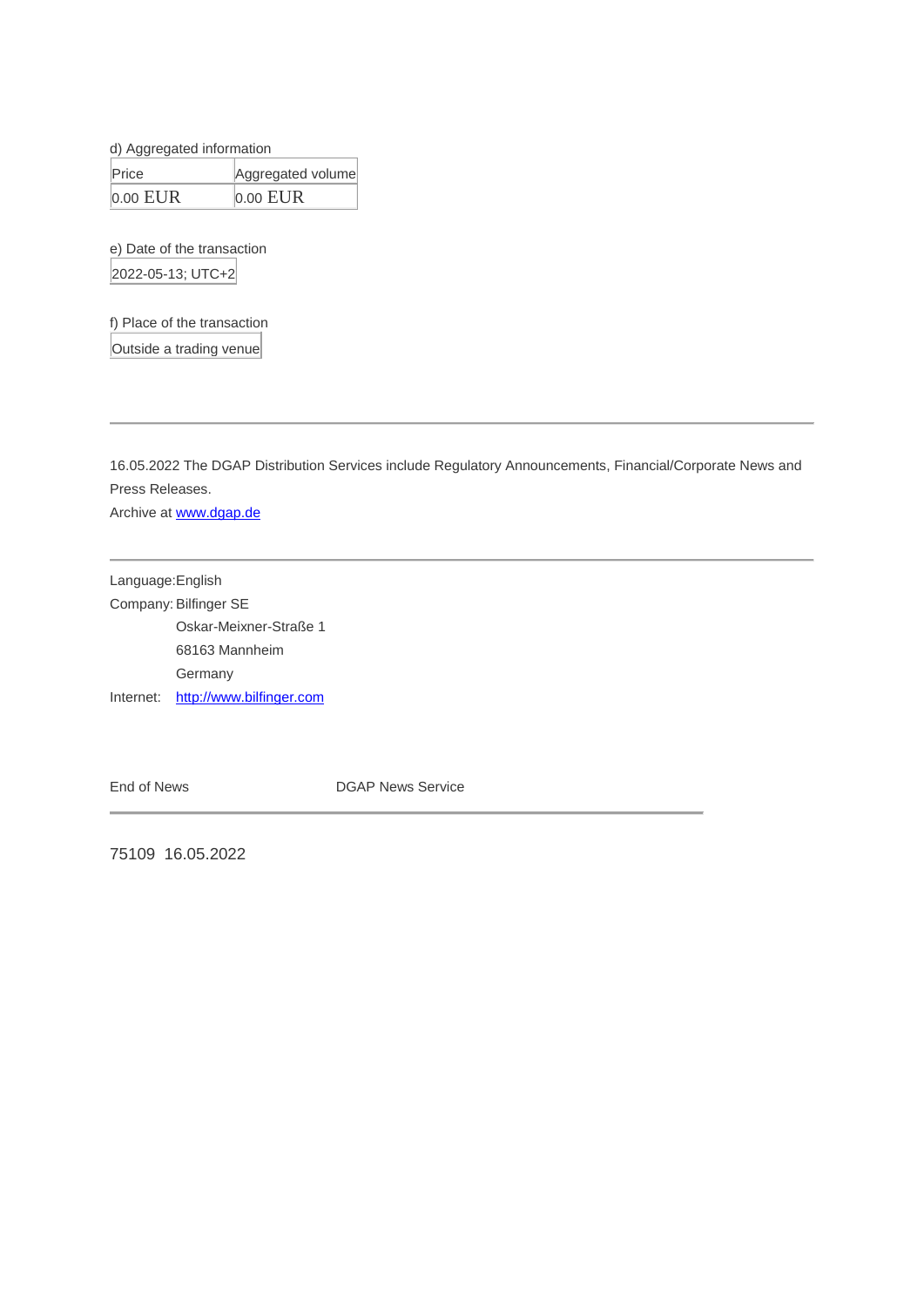d) Aggregated information

| Price | Aggregated volume |
| --- | --- |
| 0.00 EUR | 0.00 EUR |

e) Date of the transaction

| |
| --- |
| 2022-05-13; UTC+2 |

f) Place of the transaction

| |
| --- |
| Outside a trading venue |

---

16.05.2022 The DGAP Distribution Services include Regulatory Announcements, Financial/Corporate News and Press Releases.
Archive at www.dgap.de

---

| | |
| --- | --- |
| Language: | English |
| Company: | Bilfinger SE |
| | Oskar-Meixner-Straße 1 |
| | 68163 Mannheim |
| | Germany |
| Internet: | http://www.bilfinger.com |

End of News DGAP News Service

---

75109  16.05.2022